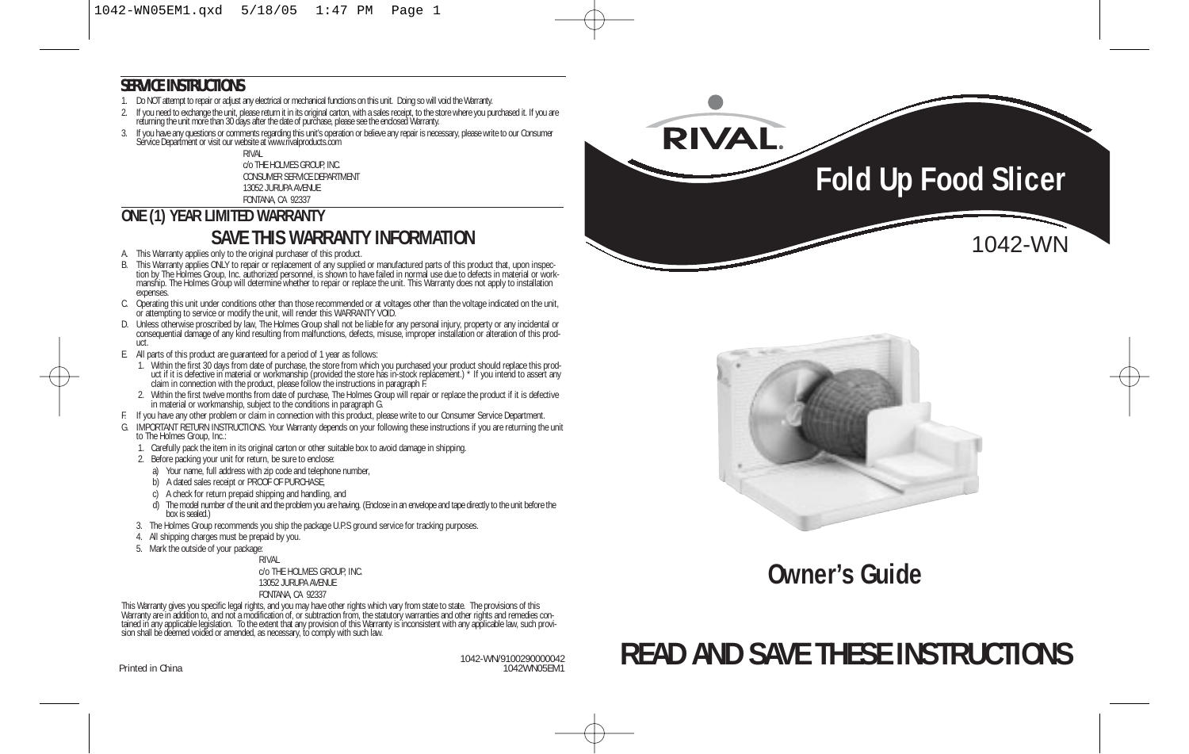## SERVICE INSTRUCTIONS

1. Do NOT attempt to repair or adjust any electrical or mechanical functions on this unit. Doing so will void the Warranty.
2. If you need to exchange the unit, please return it in its original carton, with a sales receipt, to the store where you purchased it. If you are returning the unit more than 30 days after the date of purchase, please see the enclosed Warranty.
3. If you have any questions or comments regarding this unit's operation or believe any repair is necessary, please write to our Consumer Service Department or visit our website at www.rivalproducts.com

RIVAL
c/o THE HOLMES GROUP, INC.
CONSUMER SERVICE DEPARTMENT
13052 JURUPA AVENUE
FONTANA, CA 92337

## ONE (1) YEAR LIMITED WARRANTY

### SAVE THIS WARRANTY INFORMATION

A. This Warranty applies only to the original purchaser of this product.

B. This Warranty applies ONLY to repair or replacement of any supplied or manufactured parts of this product that, upon inspection by The Holmes Group, Inc. authorized personnel, is shown to have failed in normal use due to defects in material or workmanship. The Holmes Group will determine whether to repair or replace the unit. This Warranty does not apply to installation expenses.

C. Operating this unit under conditions other than those recommended or at voltages other than the voltage indicated on the unit, or attempting to service or modify the unit, will render this WARRANTY VOID.

D. Unless otherwise proscribed by law, The Holmes Group shall not be liable for any personal injury, property or any incidental or consequential damage of any kind resulting from malfunctions, defects, misuse, improper installation or alteration of this product.

E. All parts of this product are guaranteed for a period of 1 year as follows:
   1. Within the first 30 days from date of purchase, the store from which you purchased your product should replace this product if it is defective in material or workmanship (provided the store has in-stock replacement.) * If you intend to assert any claim in connection with the product, please follow the instructions in paragraph F.
   2. Within the first twelve months from date of purchase, The Holmes Group will repair or replace the product if it is defective in material or workmanship, subject to the conditions in paragraph G.

F. If you have any other problem or claim in connection with this product, please write to our Consumer Service Department.

G. IMPORTANT RETURN INSTRUCTIONS. Your Warranty depends on your following these instructions if you are returning the unit to The Holmes Group, Inc.:
   1. Carefully pack the item in its original carton or other suitable box to avoid damage in shipping.
   2. Before packing your unit for return, be sure to enclose:
      a) Your name, full address with zip code and telephone number,
      b) A dated sales receipt or PROOF OF PURCHASE,
      c) A check for return prepaid shipping and handling, and
      d) The model number of the unit and the problem you are having. (Enclose in an envelope and tape directly to the unit before the box is sealed.)
   3. The Holmes Group recommends you ship the package U.P.S ground service for tracking purposes.
   4. All shipping charges must be prepaid by you.
   5. Mark the outside of your package:

RIVAL
c/o THE HOLMES GROUP, INC.
13052 JURUPA AVENUE
FONTANA, CA 92337

This Warranty gives you specific legal rights, and you may have other rights which vary from state to state. The provisions of this Warranty are in addition to, and not a modification of, or subtraction from, the statutory warranties and other rights and remedies contained in any applicable legislation. To the extent that any provision of this Warranty is inconsistent with any applicable law, such provision shall be deemed voided or amended, as necessary, to comply with such law.

Printed in China

1042-WN/9100290000042
1042WN05EM1

# RIVAL

# Fold Up Food Slicer

1042-WN

## Owner's Guide

## READ AND SAVE THESE INSTRUCTIONS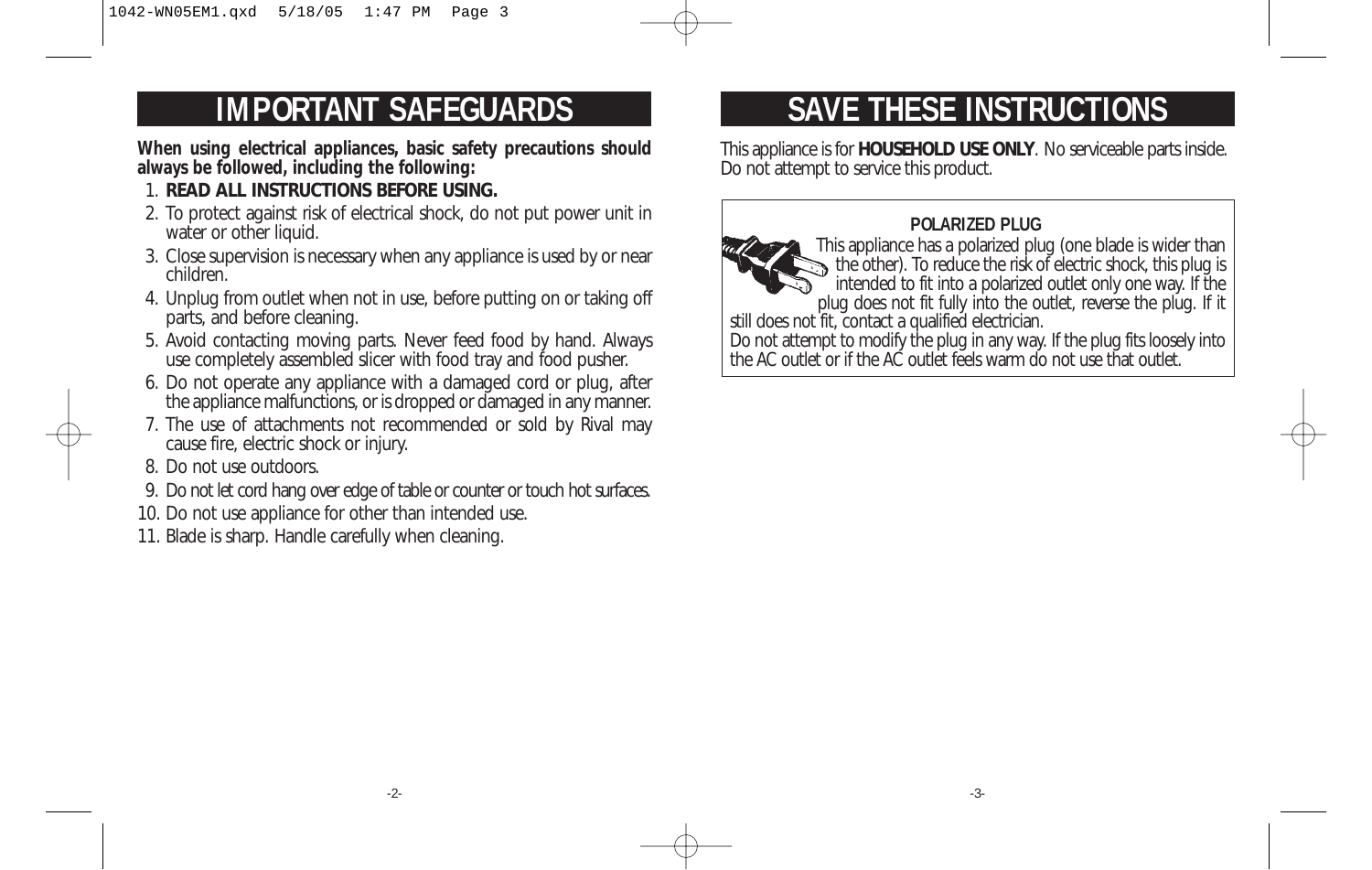# IMPORTANT SAFEGUARDS

**When using electrical appliances, basic safety precautions should always be followed, including the following:**

1. **READ ALL INSTRUCTIONS BEFORE USING.**
2. To protect against risk of electrical shock, do not put power unit in water or other liquid.
3. Close supervision is necessary when any appliance is used by or near children.
4. Unplug from outlet when not in use, before putting on or taking off parts, and before cleaning.
5. Avoid contacting moving parts. Never feed food by hand. Always use completely assembled slicer with food tray and food pusher.
6. Do not operate any appliance with a damaged cord or plug, after the appliance malfunctions, or is dropped or damaged in any manner.
7. The use of attachments not recommended or sold by Rival may cause fire, electric shock or injury.
8. Do not use outdoors.
9. Do not let cord hang over edge of table or counter or touch hot surfaces.
10. Do not use appliance for other than intended use.
11. Blade is sharp. Handle carefully when cleaning.

# SAVE THESE INSTRUCTIONS

This appliance is for **HOUSEHOLD USE ONLY**. No serviceable parts inside. Do not attempt to service this product.

**POLARIZED PLUG**

This appliance has a polarized plug (one blade is wider than the other). To reduce the risk of electric shock, this plug is intended to fit into a polarized outlet only one way. If the plug does not fit fully into the outlet, reverse the plug. If it still does not fit, contact a qualified electrician.

Do not attempt to modify the plug in any way. If the plug fits loosely into the AC outlet or if the AC outlet feels warm do not use that outlet.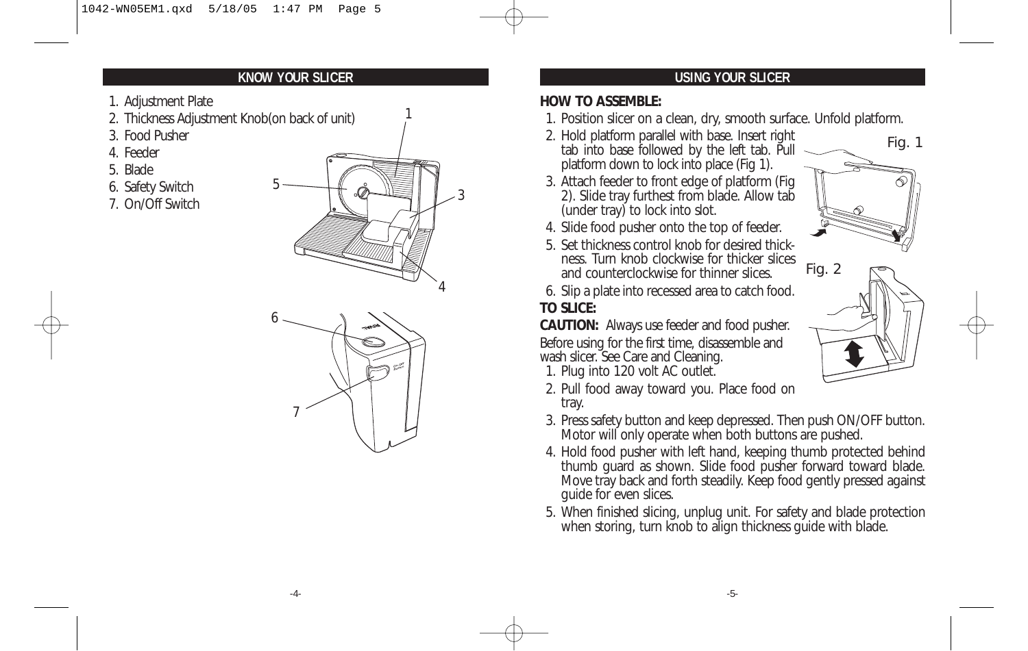## KNOW YOUR SLICER

1. Adjustment Plate
2. Thickness Adjustment Knob(on back of unit)
3. Food Pusher
4. Feeder
5. Blade
6. Safety Switch
7. On/Off Switch

## USING YOUR SLICER

**HOW TO ASSEMBLE:**

1. Position slicer on a clean, dry, smooth surface. Unfold platform.
2. Hold platform parallel with base. Insert right tab into base followed by the left tab. Pull platform down to lock into place (Fig 1).
3. Attach feeder to front edge of platform (Fig 2). Slide tray furthest from blade. Allow tab (under tray) to lock into slot.
4. Slide food pusher onto the top of feeder.
5. Set thickness control knob for desired thickness. Turn knob clockwise for thicker slices and counterclockwise for thinner slices.
6. Slip a plate into recessed area to catch food.

**TO SLICE:**

**CAUTION:** Always use feeder and food pusher.

Before using for the first time, disassemble and wash slicer. See Care and Cleaning.

1. Plug into 120 volt AC outlet.
2. Pull food away toward you. Place food on tray.
3. Press safety button and keep depressed. Then push ON/OFF button. Motor will only operate when both buttons are pushed.
4. Hold food pusher with left hand, keeping thumb protected behind thumb guard as shown. Slide food pusher forward toward blade. Move tray back and forth steadily. Keep food gently pressed against guide for even slices.
5. When finished slicing, unplug unit. For safety and blade protection when storing, turn knob to align thickness guide with blade.

Fig. 1

Fig. 2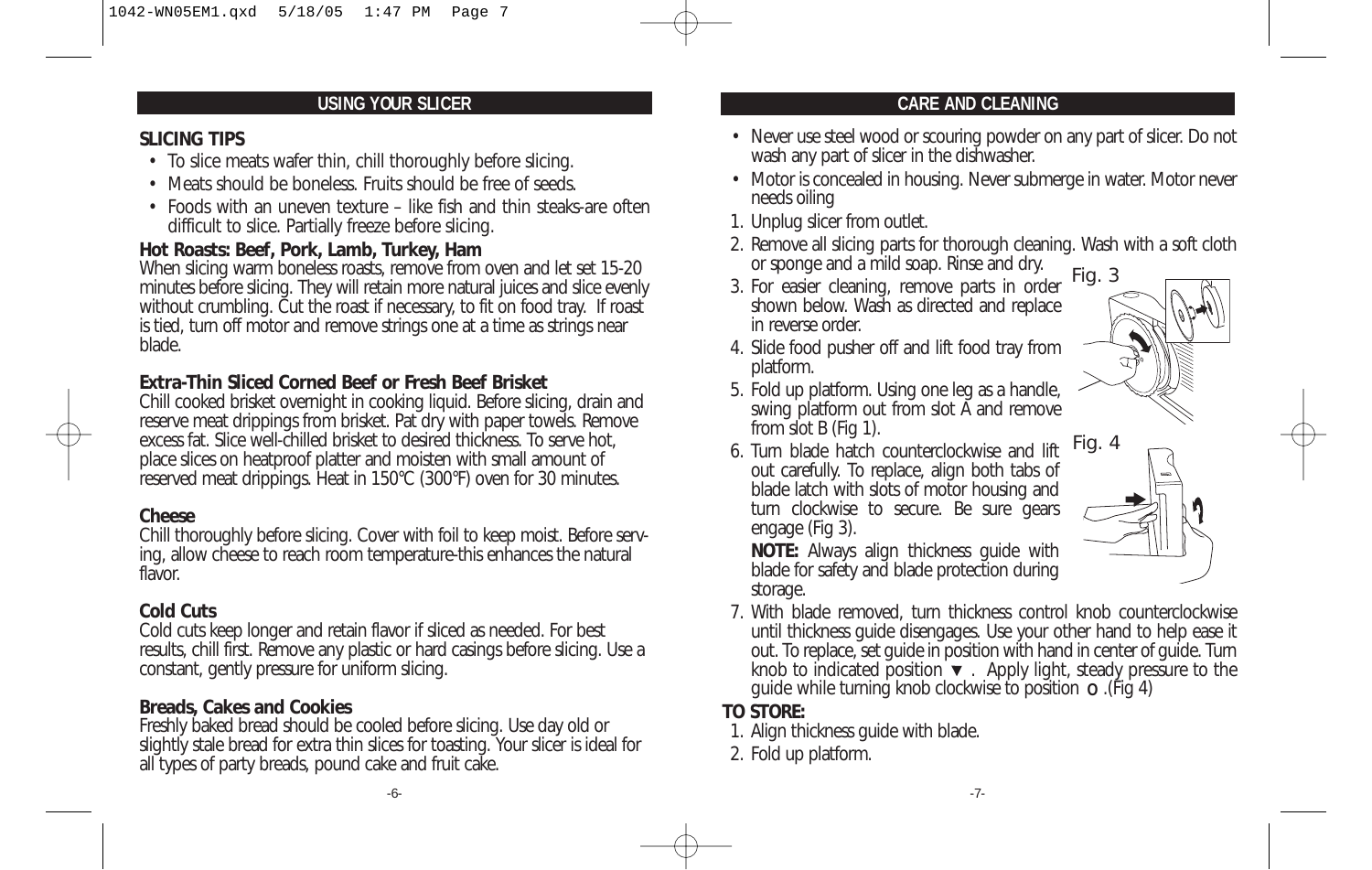## USING YOUR SLICER

### SLICING TIPS

- To slice meats wafer thin, chill thoroughly before slicing.
- Meats should be boneless. Fruits should be free of seeds.
- Foods with an uneven texture – like fish and thin steaks-are often difficult to slice. Partially freeze before slicing.

**Hot Roasts: Beef, Pork, Lamb, Turkey, Ham**
When slicing warm boneless roasts, remove from oven and let set 15-20 minutes before slicing. They will retain more natural juices and slice evenly without crumbling. Cut the roast if necessary, to fit on food tray. If roast is tied, turn off motor and remove strings one at a time as strings near blade.

**Extra-Thin Sliced Corned Beef or Fresh Beef Brisket**
Chill cooked brisket overnight in cooking liquid. Before slicing, drain and reserve meat drippings from brisket. Pat dry with paper towels. Remove excess fat. Slice well-chilled brisket to desired thickness. To serve hot, place slices on heatproof platter and moisten with small amount of reserved meat drippings. Heat in 150°C (300°F) oven for 30 minutes.

**Cheese**
Chill thoroughly before slicing. Cover with foil to keep moist. Before serving, allow cheese to reach room temperature-this enhances the natural flavor.

**Cold Cuts**
Cold cuts keep longer and retain flavor if sliced as needed. For best results, chill first. Remove any plastic or hard casings before slicing. Use a constant, gently pressure for uniform slicing.

**Breads, Cakes and Cookies**
Freshly baked bread should be cooled before slicing. Use day old or slightly stale bread for extra thin slices for toasting. Your slicer is ideal for all types of party breads, pound cake and fruit cake.

## CARE AND CLEANING

- Never use steel wood or scouring powder on any part of slicer. Do not wash any part of slicer in the dishwasher.
- Motor is concealed in housing. Never submerge in water. Motor never needs oiling

1. Unplug slicer from outlet.
2. Remove all slicing parts for thorough cleaning. Wash with a soft cloth or sponge and a mild soap. Rinse and dry.
3. For easier cleaning, remove parts in order shown below. Wash as directed and replace in reverse order.
4. Slide food pusher off and lift food tray from platform.
5. Fold up platform. Using one leg as a handle, swing platform out from slot A and remove from slot B (Fig 1).
6. Turn blade hatch counterclockwise and lift out carefully. To replace, align both tabs of blade latch with slots of motor housing and turn clockwise to secure. Be sure gears engage (Fig 3).

   **NOTE:** Always align thickness guide with blade for safety and blade protection during storage.
7. With blade removed, turn thickness control knob counterclockwise until thickness guide disengages. Use your other hand to help ease it out. To replace, set guide in position with hand in center of guide. Turn knob to indicated position ▼. Apply light, steady pressure to the guide while turning knob clockwise to position o.(Fig 4)

Fig. 3

Fig. 4

**TO STORE:**

1. Align thickness guide with blade.
2. Fold up platform.